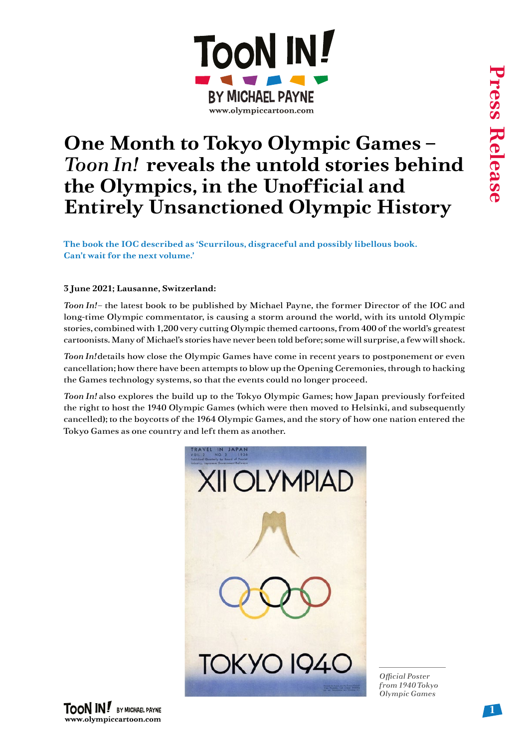# One Month to Tokyo Olympic Games – *Toon In!* reveals the untold stories behind the Olympics, in the Unofficial and Entirely Unsanctioned Olympic History

**The book the IOC described as 'Scurrilous, disgraceful and possibly libellous book. Can't wait for the next volume.'**

**3 June 2021; Lausanne, Switzerland:**

*Toon In!*– the latest book to be published by Michael Payne, the former Director of the IOC and long-time Olympic commentator, is causing a storm around the world, with its untold Olympic stories, combined with 1,200 very cutting Olympic themed cartoons, from 400 of the world's greatest cartoonists. Many of Michael's stories have never been told before; some will surprise, a few will shock.

*Toon In!* details how close the Olympic Games have come in recent years to postponement or even cancellation; how there have been attempts to blow up the Opening Ceremonies, through to hacking the Games technology systems, so that the events could no longer proceed.

*Toon In!* also explores the build up to the Tokyo Olympic Games; how Japan previously forfeited the right to host the 1940 Olympic Games (which were then moved to Helsinki, and subsequently cancelled); to the boycotts of the 1964 Olympic Games, and the story of how one nation entered the Tokyo Games as one country and left them as another.

*Official Poster from 1940 Tokyo Olympic Games*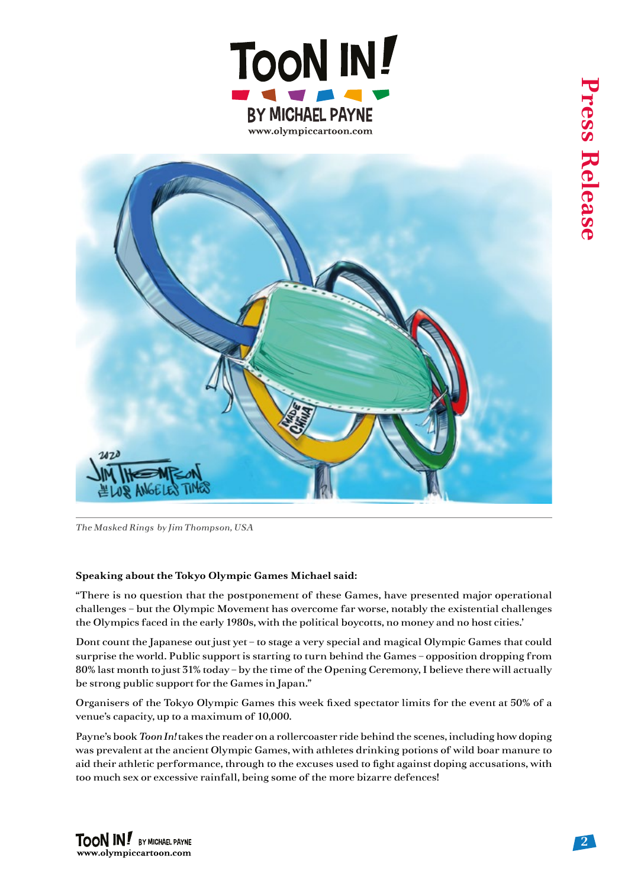*The Masked Rings by Jim Thompson, USA*

**Speaking about the Tokyo Olympic Games Michael said:**

"There is no question that the postponement of these Games, have presented major operational challenges – but the Olympic Movement has overcome far worse, notably the existential challenges the Olympics faced in the early 1980s, with the political boycotts, no money and no host cities.'

Dont count the Japanese out just yet – to stage a very special and magical Olympic Games that could surprise the world. Public support is starting to turn behind the Games – opposition dropping from 80% last month to just 31% today – by the time of the Opening Ceremony, I believe there will actually be strong public support for the Games in Japan."

Organisers of the Tokyo Olympic Games this week fixed spectator limits for the event at 50% of a venue's capacity, up to a maximum of 10,000.

Payne's book *Toon In!* takes the reader on a rollercoaster ride behind the scenes, including how doping was prevalent at the ancient Olympic Games, with athletes drinking potions of wild boar manure to aid their athletic performance, through to the excuses used to fight against doping accusations, with too much sex or excessive rainfall, being some of the more bizarre defences!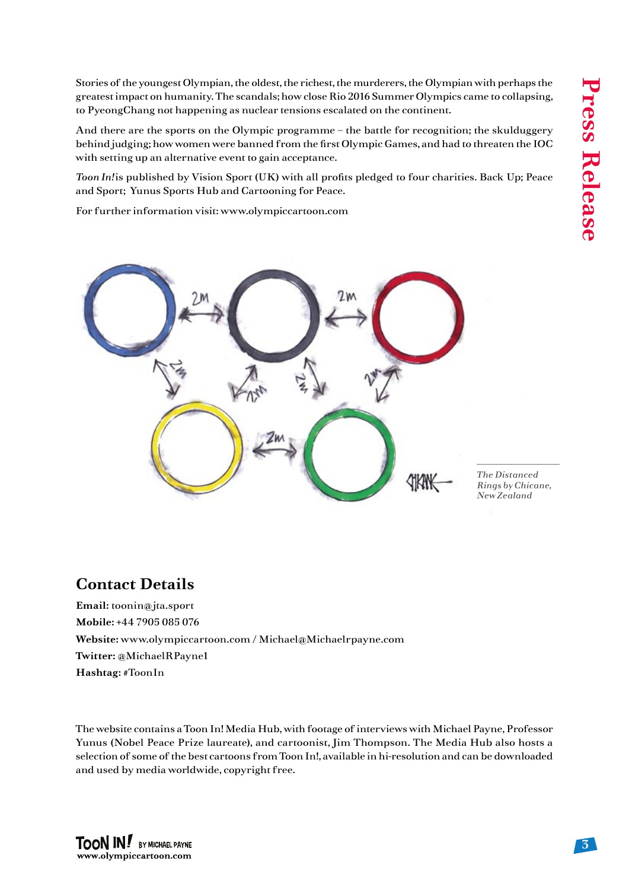Stories of the youngest Olympian, the oldest, the richest, the murderers, the Olympian with perhaps the greatest impact on humanity. The scandals; how close Rio 2016 Summer Olympics came to collapsing, to PyeongChang not happening as nuclear tensions escalated on the continent.

And there are the sports on the Olympic programme – the battle for recognition; the skulduggery behind judging; how women were banned from the first Olympic Games, and had to threaten the IOC with setting up an alternative event to gain acceptance.

*Toon In!* is published by Vision Sport (UK) with all profits pledged to four charities. Back Up; Peace and Sport; Yunus Sports Hub and Cartooning for Peace.

For further information visit: www.olympiccartoon.com

*The Distanced Rings by Chicane, New Zealand*

## Contact Details

**Email:** toonin@jta.sport
**Mobile:** +44 7905 085 076
**Website:** www.olympiccartoon.com / Michael@Michaelrpayne.com
**Twitter:** @MichaelRPayne1
**Hashtag:** #ToonIn

The website contains a Toon In! Media Hub, with footage of interviews with Michael Payne, Professor Yunus (Nobel Peace Prize laureate), and cartoonist, Jim Thompson. The Media Hub also hosts a selection of some of the best cartoons from Toon In!, available in hi-resolution and can be downloaded and used by media worldwide, copyright free.